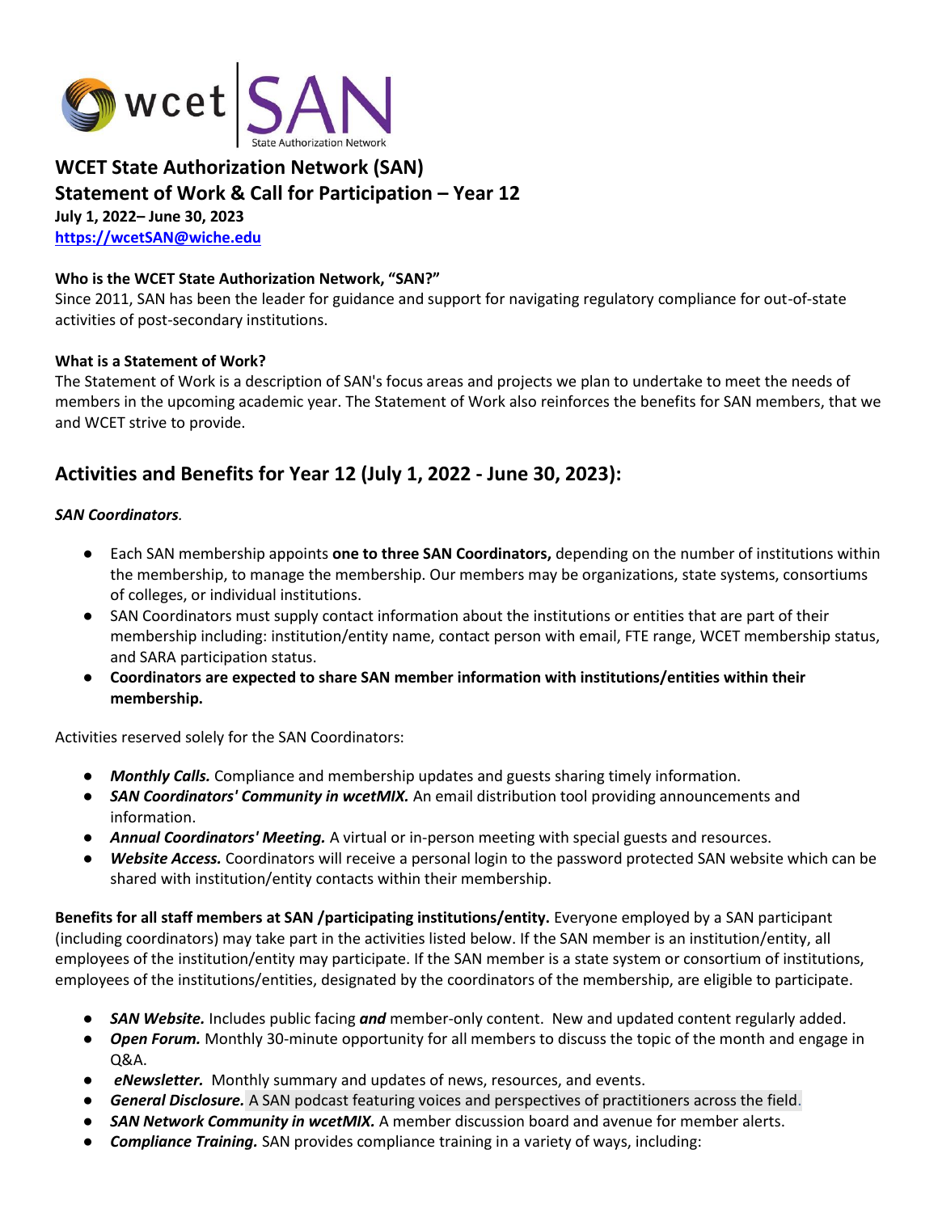# WCET State Authorization Network (SAN)
# Statement of Work & Call for Participation – Year 12

**July 1, 2022– June 30, 2023**

**[https://wcetSAN@wiche.edu](https://wcetSAN@wiche.edu)**

### Who is the WCET State Authorization Network, "SAN?"

Since 2011, SAN has been the leader for guidance and support for navigating regulatory compliance for out-of-state activities of post-secondary institutions.

### What is a Statement of Work?

The Statement of Work is a description of SAN's focus areas and projects we plan to undertake to meet the needs of members in the upcoming academic year. The Statement of Work also reinforces the benefits for SAN members, that we and WCET strive to provide.

## Activities and Benefits for Year 12 (July 1, 2022 - June 30, 2023):

***SAN Coordinators.***

- Each SAN membership appoints **one to three SAN Coordinators,** depending on the number of institutions within the membership, to manage the membership. Our members may be organizations, state systems, consortiums of colleges, or individual institutions.
- SAN Coordinators must supply contact information about the institutions or entities that are part of their membership including: institution/entity name, contact person with email, FTE range, WCET membership status, and SARA participation status.
- **Coordinators are expected to share SAN member information with institutions/entities within their membership.**

Activities reserved solely for the SAN Coordinators:

- ***Monthly Calls.*** Compliance and membership updates and guests sharing timely information.
- ***SAN Coordinators' Community in wcetMIX.*** An email distribution tool providing announcements and information.
- ***Annual Coordinators' Meeting.*** A virtual or in-person meeting with special guests and resources.
- ***Website Access.*** Coordinators will receive a personal login to the password protected SAN website which can be shared with institution/entity contacts within their membership.

**Benefits for all staff members at SAN /participating institutions/entity.** Everyone employed by a SAN participant (including coordinators) may take part in the activities listed below. If the SAN member is an institution/entity, all employees of the institution/entity may participate. If the SAN member is a state system or consortium of institutions, employees of the institutions/entities, designated by the coordinators of the membership, are eligible to participate.

- ***SAN Website.*** Includes public facing ***and*** member-only content. New and updated content regularly added.
- ***Open Forum.*** Monthly 30-minute opportunity for all members to discuss the topic of the month and engage in Q&A.
- ***eNewsletter.*** Monthly summary and updates of news, resources, and events.
- ***General Disclosure.*** A SAN podcast featuring voices and perspectives of practitioners across the field.
- ***SAN Network Community in wcetMIX.*** A member discussion board and avenue for member alerts.
- ***Compliance Training.*** SAN provides compliance training in a variety of ways, including: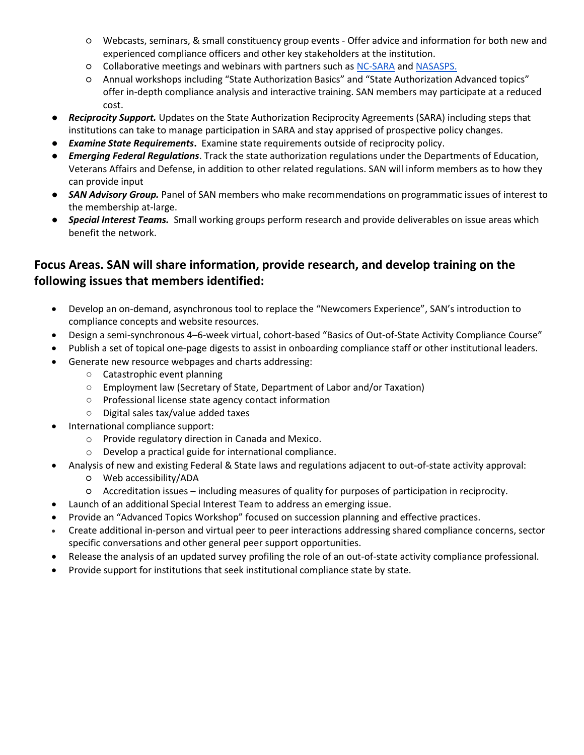- Webcasts, seminars, & small constituency group events - Offer advice and information for both new and experienced compliance officers and other key stakeholders at the institution.
    - Collaborative meetings and webinars with partners such as NC-SARA and NASASPS.
    - Annual workshops including "State Authorization Basics" and "State Authorization Advanced topics" offer in-depth compliance analysis and interactive training. SAN members may participate at a reduced cost.
- ***Reciprocity Support.*** Updates on the State Authorization Reciprocity Agreements (SARA) including steps that institutions can take to manage participation in SARA and stay apprised of prospective policy changes.
- ***Examine State Requirements*****.** Examine state requirements outside of reciprocity policy.
- ***Emerging Federal Regulations***. Track the state authorization regulations under the Departments of Education, Veterans Affairs and Defense, in addition to other related regulations. SAN will inform members as to how they can provide input
- ***SAN Advisory Group.*** Panel of SAN members who make recommendations on programmatic issues of interest to the membership at-large.
- ***Special Interest Teams.*** Small working groups perform research and provide deliverables on issue areas which benefit the network.

## Focus Areas. SAN will share information, provide research, and develop training on the following issues that members identified:

- Develop an on-demand, asynchronous tool to replace the "Newcomers Experience", SAN's introduction to compliance concepts and website resources.
- Design a semi-synchronous 4–6-week virtual, cohort-based "Basics of Out-of-State Activity Compliance Course"
- Publish a set of topical one-page digests to assist in onboarding compliance staff or other institutional leaders.
- Generate new resource webpages and charts addressing:
    - Catastrophic event planning
    - Employment law (Secretary of State, Department of Labor and/or Taxation)
    - Professional license state agency contact information
    - Digital sales tax/value added taxes
- International compliance support:
    - Provide regulatory direction in Canada and Mexico.
    - Develop a practical guide for international compliance.
- Analysis of new and existing Federal & State laws and regulations adjacent to out-of-state activity approval:
    - Web accessibility/ADA
    - Accreditation issues – including measures of quality for purposes of participation in reciprocity.
- Launch of an additional Special Interest Team to address an emerging issue.
- Provide an "Advanced Topics Workshop" focused on succession planning and effective practices.
- Create additional in-person and virtual peer to peer interactions addressing shared compliance concerns, sector specific conversations and other general peer support opportunities.
- Release the analysis of an updated survey profiling the role of an out-of-state activity compliance professional.
- Provide support for institutions that seek institutional compliance state by state.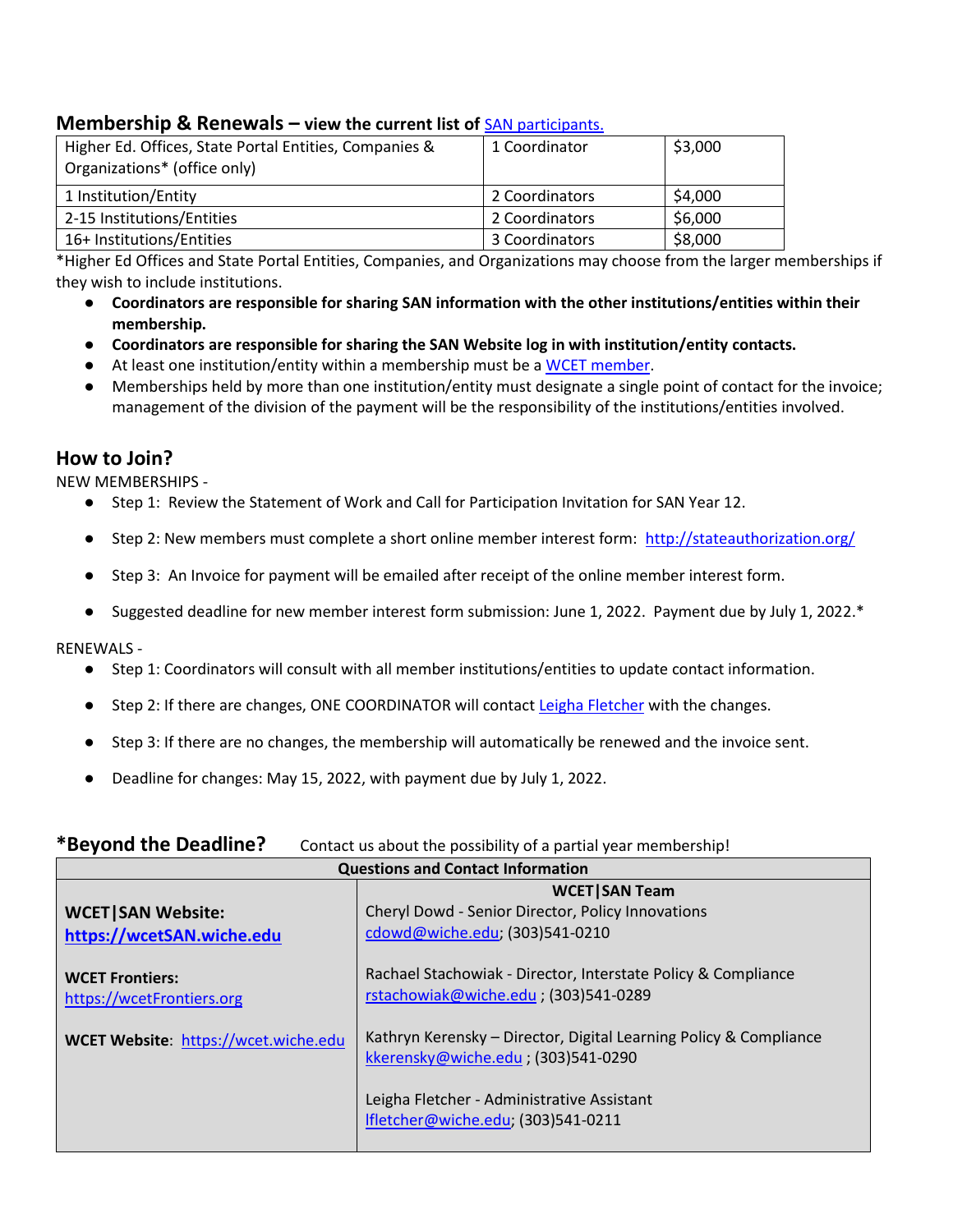## Membership & Renewals – view the current list of [SAN participants.]

| | | |
|---|---|---|
| Higher Ed. Offices, State Portal Entities, Companies & Organizations* (office only) | 1 Coordinator | $3,000 |
| 1 Institution/Entity | 2 Coordinators | $4,000 |
| 2-15 Institutions/Entities | 2 Coordinators | $6,000 |
| 16+ Institutions/Entities | 3 Coordinators | $8,000 |

*Higher Ed Offices and State Portal Entities, Companies, and Organizations may choose from the larger memberships if they wish to include institutions.

- **Coordinators are responsible for sharing SAN information with the other institutions/entities within their membership.**
- **Coordinators are responsible for sharing the SAN Website log in with institution/entity contacts.**
- At least one institution/entity within a membership must be a WCET member.
- Memberships held by more than one institution/entity must designate a single point of contact for the invoice; management of the division of the payment will be the responsibility of the institutions/entities involved.

## How to Join?

NEW MEMBERSHIPS -

- Step 1: Review the Statement of Work and Call for Participation Invitation for SAN Year 12.
- Step 2: New members must complete a short online member interest form: http://stateauthorization.org/
- Step 3: An Invoice for payment will be emailed after receipt of the online member interest form.
- Suggested deadline for new member interest form submission: June 1, 2022. Payment due by July 1, 2022.*

RENEWALS -

- Step 1: Coordinators will consult with all member institutions/entities to update contact information.
- Step 2: If there are changes, ONE COORDINATOR will contact Leigha Fletcher with the changes.
- Step 3: If there are no changes, the membership will automatically be renewed and the invoice sent.
- Deadline for changes: May 15, 2022, with payment due by July 1, 2022.

## *Beyond the Deadline?

Contact us about the possibility of a partial year membership!

| Questions and Contact Information | |
|---|---|
| **WCET\|SAN Website:** **https://wcetSAN.wiche.edu**<br><br>**WCET Frontiers:** https://wcetFrontiers.org<br><br>**WCET Website**: https://wcet.wiche.edu | **WCET\|SAN Team**<br>Cheryl Dowd - Senior Director, Policy Innovations<br>cdowd@wiche.edu; (303)541-0210<br><br>Rachael Stachowiak - Director, Interstate Policy & Compliance<br>rstachowiak@wiche.edu ; (303)541-0289<br><br>Kathryn Kerensky – Director, Digital Learning Policy & Compliance<br>kkerensky@wiche.edu ; (303)541-0290<br><br>Leigha Fletcher - Administrative Assistant<br>lfletcher@wiche.edu; (303)541-0211 |